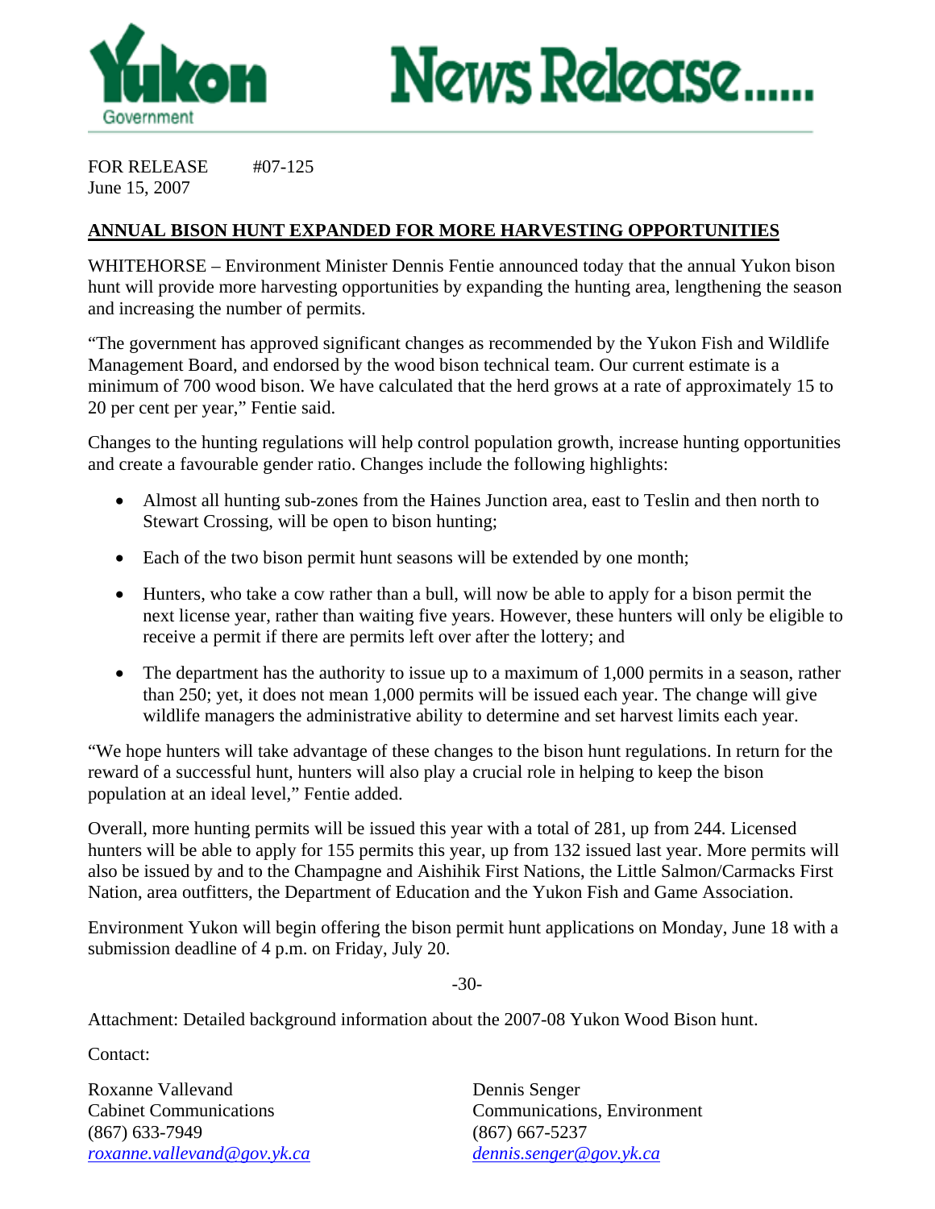# Yukon Government News Release......

FOR RELEASE #07-125
June 15, 2007

## ANNUAL BISON HUNT EXPANDED FOR MORE HARVESTING OPPORTUNITIES

WHITEHORSE – Environment Minister Dennis Fentie announced today that the annual Yukon bison hunt will provide more harvesting opportunities by expanding the hunting area, lengthening the season and increasing the number of permits.

"The government has approved significant changes as recommended by the Yukon Fish and Wildlife Management Board, and endorsed by the wood bison technical team. Our current estimate is a minimum of 700 wood bison. We have calculated that the herd grows at a rate of approximately 15 to 20 per cent per year," Fentie said.

Changes to the hunting regulations will help control population growth, increase hunting opportunities and create a favourable gender ratio. Changes include the following highlights:

- Almost all hunting sub-zones from the Haines Junction area, east to Teslin and then north to Stewart Crossing, will be open to bison hunting;
- Each of the two bison permit hunt seasons will be extended by one month;
- Hunters, who take a cow rather than a bull, will now be able to apply for a bison permit the next license year, rather than waiting five years. However, these hunters will only be eligible to receive a permit if there are permits left over after the lottery; and
- The department has the authority to issue up to a maximum of 1,000 permits in a season, rather than 250; yet, it does not mean 1,000 permits will be issued each year. The change will give wildlife managers the administrative ability to determine and set harvest limits each year.

"We hope hunters will take advantage of these changes to the bison hunt regulations. In return for the reward of a successful hunt, hunters will also play a crucial role in helping to keep the bison population at an ideal level," Fentie added.

Overall, more hunting permits will be issued this year with a total of 281, up from 244. Licensed hunters will be able to apply for 155 permits this year, up from 132 issued last year. More permits will also be issued by and to the Champagne and Aishihik First Nations, the Little Salmon/Carmacks First Nation, area outfitters, the Department of Education and the Yukon Fish and Game Association.

Environment Yukon will begin offering the bison permit hunt applications on Monday, June 18 with a submission deadline of 4 p.m. on Friday, July 20.

-30-

Attachment: Detailed background information about the 2007-08 Yukon Wood Bison hunt.

Contact:

Roxanne Vallevand
Cabinet Communications
(867) 633-7949
roxanne.vallevand@gov.yk.ca

Dennis Senger
Communications, Environment
(867) 667-5237
dennis.senger@gov.yk.ca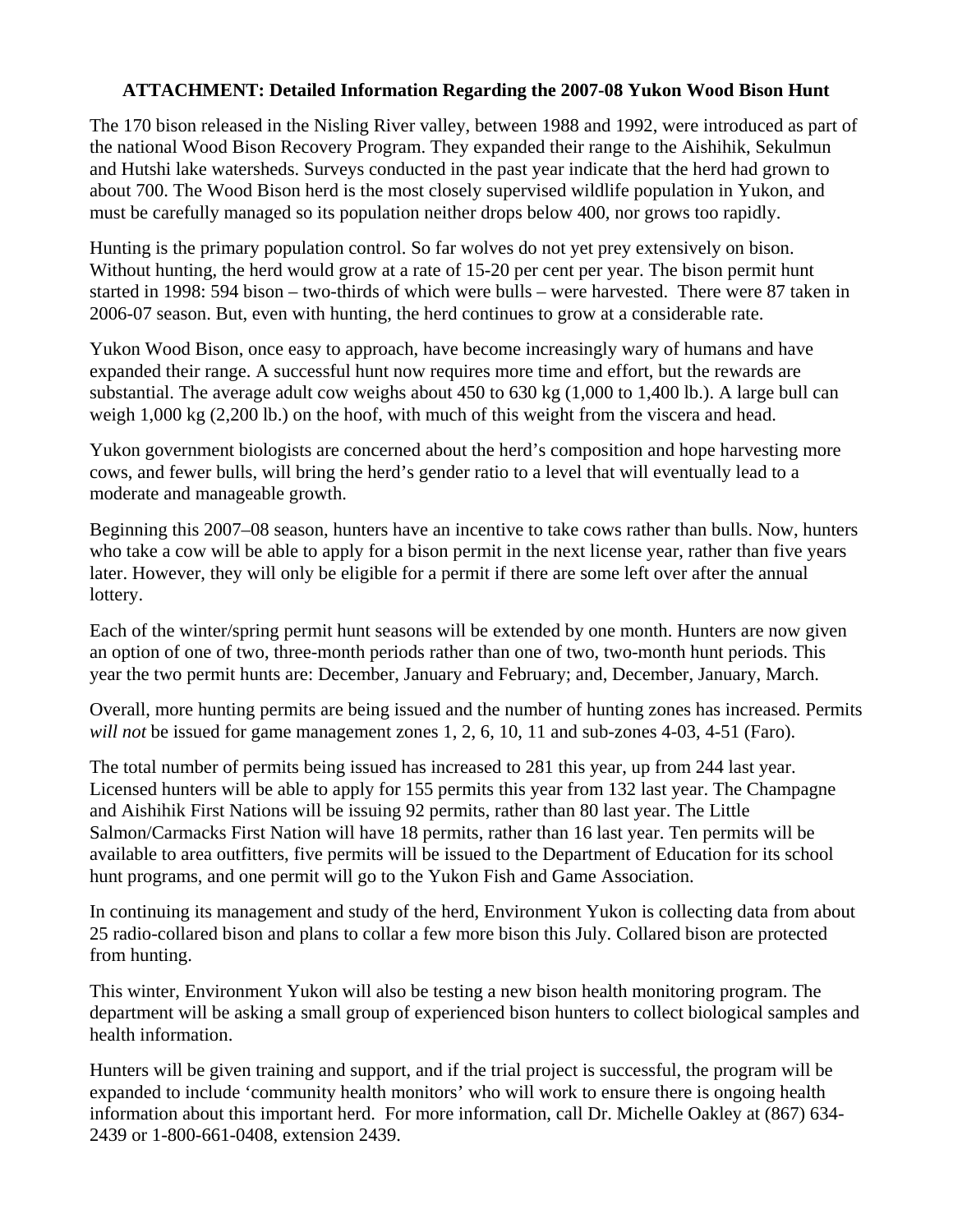**ATTACHMENT: Detailed Information Regarding the 2007-08 Yukon Wood Bison Hunt**

The 170 bison released in the Nisling River valley, between 1988 and 1992, were introduced as part of the national Wood Bison Recovery Program. They expanded their range to the Aishihik, Sekulmun and Hutshi lake watersheds. Surveys conducted in the past year indicate that the herd had grown to about 700. The Wood Bison herd is the most closely supervised wildlife population in Yukon, and must be carefully managed so its population neither drops below 400, nor grows too rapidly.

Hunting is the primary population control. So far wolves do not yet prey extensively on bison. Without hunting, the herd would grow at a rate of 15-20 per cent per year. The bison permit hunt started in 1998: 594 bison – two-thirds of which were bulls – were harvested. There were 87 taken in 2006-07 season. But, even with hunting, the herd continues to grow at a considerable rate.

Yukon Wood Bison, once easy to approach, have become increasingly wary of humans and have expanded their range. A successful hunt now requires more time and effort, but the rewards are substantial. The average adult cow weighs about 450 to 630 kg (1,000 to 1,400 lb.). A large bull can weigh 1,000 kg (2,200 lb.) on the hoof, with much of this weight from the viscera and head.

Yukon government biologists are concerned about the herd's composition and hope harvesting more cows, and fewer bulls, will bring the herd's gender ratio to a level that will eventually lead to a moderate and manageable growth.

Beginning this 2007–08 season, hunters have an incentive to take cows rather than bulls. Now, hunters who take a cow will be able to apply for a bison permit in the next license year, rather than five years later. However, they will only be eligible for a permit if there are some left over after the annual lottery.

Each of the winter/spring permit hunt seasons will be extended by one month. Hunters are now given an option of one of two, three-month periods rather than one of two, two-month hunt periods. This year the two permit hunts are: December, January and February; and, December, January, March.

Overall, more hunting permits are being issued and the number of hunting zones has increased. Permits *will not* be issued for game management zones 1, 2, 6, 10, 11 and sub-zones 4-03, 4-51 (Faro).

The total number of permits being issued has increased to 281 this year, up from 244 last year. Licensed hunters will be able to apply for 155 permits this year from 132 last year. The Champagne and Aishihik First Nations will be issuing 92 permits, rather than 80 last year. The Little Salmon/Carmacks First Nation will have 18 permits, rather than 16 last year. Ten permits will be available to area outfitters, five permits will be issued to the Department of Education for its school hunt programs, and one permit will go to the Yukon Fish and Game Association.

In continuing its management and study of the herd, Environment Yukon is collecting data from about 25 radio-collared bison and plans to collar a few more bison this July. Collared bison are protected from hunting.

This winter, Environment Yukon will also be testing a new bison health monitoring program. The department will be asking a small group of experienced bison hunters to collect biological samples and health information.

Hunters will be given training and support, and if the trial project is successful, the program will be expanded to include 'community health monitors' who will work to ensure there is ongoing health information about this important herd. For more information, call Dr. Michelle Oakley at (867) 634-2439 or 1-800-661-0408, extension 2439.